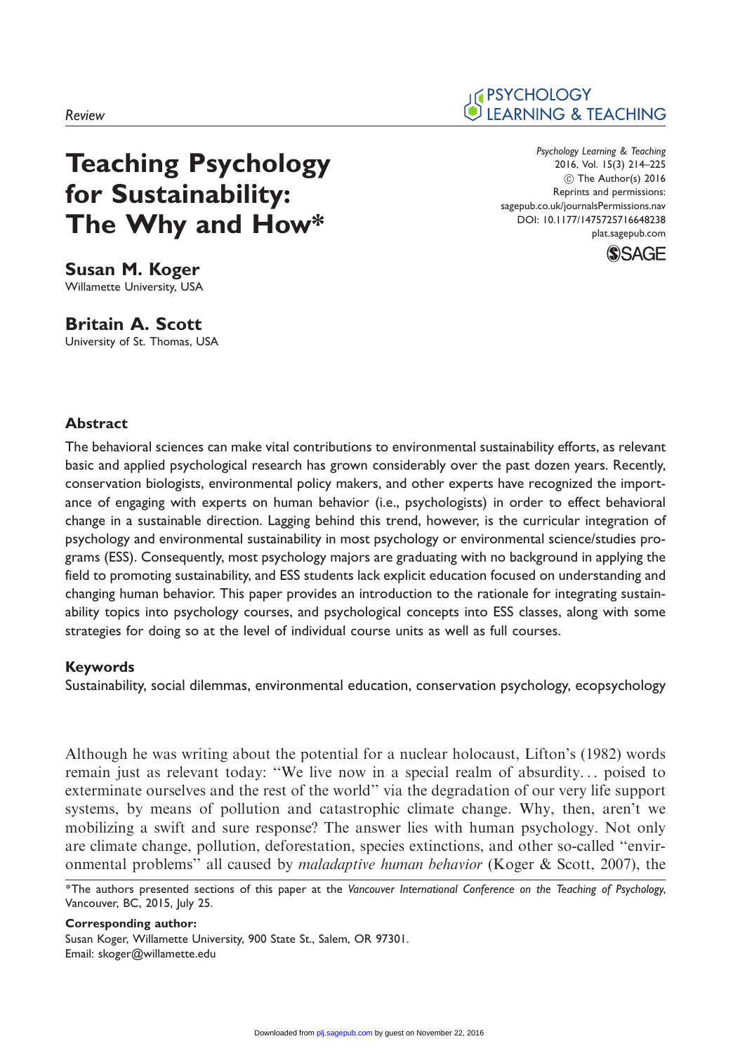Review

# Teaching Psychology for Sustainability: The Why and How*

**Susan M. Koger**
Willamette University, USA

**Britain A. Scott**
University of St. Thomas, USA

## Abstract

The behavioral sciences can make vital contributions to environmental sustainability efforts, as relevant basic and applied psychological research has grown considerably over the past dozen years. Recently, conservation biologists, environmental policy makers, and other experts have recognized the importance of engaging with experts on human behavior (i.e., psychologists) in order to effect behavioral change in a sustainable direction. Lagging behind this trend, however, is the curricular integration of psychology and environmental sustainability in most psychology or environmental science/studies programs (ESS). Consequently, most psychology majors are graduating with no background in applying the field to promoting sustainability, and ESS students lack explicit education focused on understanding and changing human behavior. This paper provides an introduction to the rationale for integrating sustainability topics into psychology courses, and psychological concepts into ESS classes, along with some strategies for doing so at the level of individual course units as well as full courses.

## Keywords

Sustainability, social dilemmas, environmental education, conservation psychology, ecopsychology

Although he was writing about the potential for a nuclear holocaust, Lifton's (1982) words remain just as relevant today: "We live now in a special realm of absurdity... poised to exterminate ourselves and the rest of the world" via the degradation of our very life support systems, by means of pollution and catastrophic climate change. Why, then, aren't we mobilizing a swift and sure response? The answer lies with human psychology. Not only are climate change, pollution, deforestation, species extinctions, and other so-called "environmental problems" all caused by *maladaptive human behavior* (Koger & Scott, 2007), the

*The authors presented sections of this paper at the *Vancouver International Conference on the Teaching of Psychology*, Vancouver, BC, 2015, July 25.

**Corresponding author:**
Susan Koger, Willamette University, 900 State St., Salem, OR 97301.
Email: skoger@willamette.edu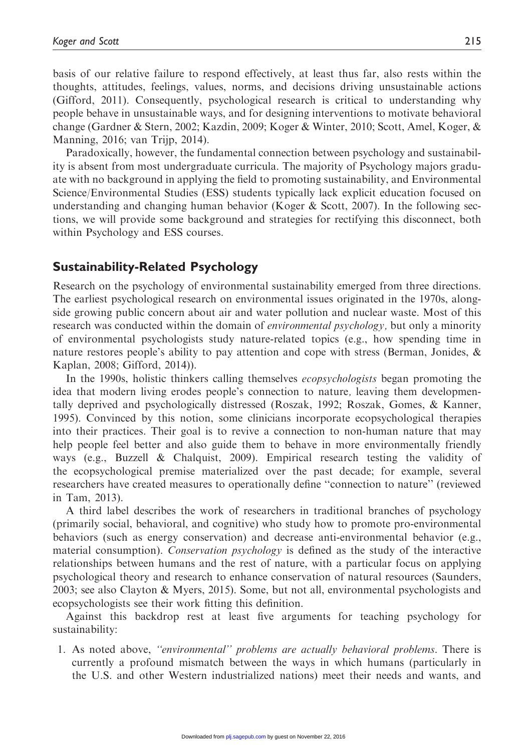basis of our relative failure to respond effectively, at least thus far, also rests within the thoughts, attitudes, feelings, values, norms, and decisions driving unsustainable actions (Gifford, 2011). Consequently, psychological research is critical to understanding why people behave in unsustainable ways, and for designing interventions to motivate behavioral change (Gardner & Stern, 2002; Kazdin, 2009; Koger & Winter, 2010; Scott, Amel, Koger, & Manning, 2016; van Trijp, 2014).

Paradoxically, however, the fundamental connection between psychology and sustainability is absent from most undergraduate curricula. The majority of Psychology majors graduate with no background in applying the field to promoting sustainability, and Environmental Science/Environmental Studies (ESS) students typically lack explicit education focused on understanding and changing human behavior (Koger & Scott, 2007). In the following sections, we will provide some background and strategies for rectifying this disconnect, both within Psychology and ESS courses.

## Sustainability-Related Psychology

Research on the psychology of environmental sustainability emerged from three directions. The earliest psychological research on environmental issues originated in the 1970s, alongside growing public concern about air and water pollution and nuclear waste. Most of this research was conducted within the domain of *environmental psychology,* but only a minority of environmental psychologists study nature-related topics (e.g., how spending time in nature restores people's ability to pay attention and cope with stress (Berman, Jonides, & Kaplan, 2008; Gifford, 2014)).

In the 1990s, holistic thinkers calling themselves *ecopsychologists* began promoting the idea that modern living erodes people's connection to nature*,* leaving them developmentally deprived and psychologically distressed (Roszak, 1992; Roszak, Gomes, & Kanner, 1995). Convinced by this notion, some clinicians incorporate ecopsychological therapies into their practices. Their goal is to revive a connection to non-human nature that may help people feel better and also guide them to behave in more environmentally friendly ways (e.g., Buzzell & Chalquist, 2009). Empirical research testing the validity of the ecopsychological premise materialized over the past decade; for example, several researchers have created measures to operationally define "connection to nature" (reviewed in Tam, 2013).

A third label describes the work of researchers in traditional branches of psychology (primarily social, behavioral, and cognitive) who study how to promote pro-environmental behaviors (such as energy conservation) and decrease anti-environmental behavior (e.g., material consumption). *Conservation psychology* is defined as the study of the interactive relationships between humans and the rest of nature, with a particular focus on applying psychological theory and research to enhance conservation of natural resources (Saunders, 2003; see also Clayton & Myers, 2015). Some, but not all, environmental psychologists and ecopsychologists see their work fitting this definition.

Against this backdrop rest at least five arguments for teaching psychology for sustainability:

1. As noted above, *"environmental" problems are actually behavioral problems*. There is currently a profound mismatch between the ways in which humans (particularly in the U.S. and other Western industrialized nations) meet their needs and wants, and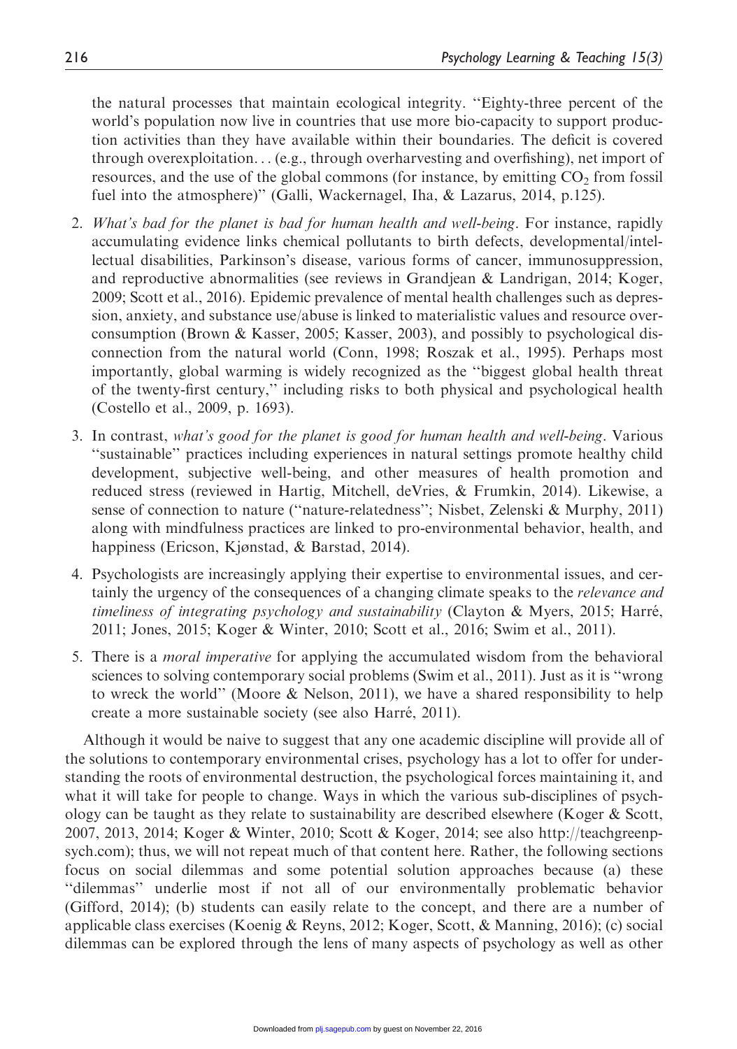the natural processes that maintain ecological integrity. ''Eighty-three percent of the world's population now live in countries that use more bio-capacity to support production activities than they have available within their boundaries. The deficit is covered through overexploitation... (e.g., through overharvesting and overfishing), net import of resources, and the use of the global commons (for instance, by emitting $CO_2$ from fossil fuel into the atmosphere)'' (Galli, Wackernagel, Iha, & Lazarus, 2014, p.125).

2. *What's bad for the planet is bad for human health and well-being*. For instance, rapidly accumulating evidence links chemical pollutants to birth defects, developmental/intellectual disabilities, Parkinson's disease, various forms of cancer, immunosuppression, and reproductive abnormalities (see reviews in Grandjean & Landrigan, 2014; Koger, 2009; Scott et al., 2016). Epidemic prevalence of mental health challenges such as depression, anxiety, and substance use/abuse is linked to materialistic values and resource overconsumption (Brown & Kasser, 2005; Kasser, 2003), and possibly to psychological disconnection from the natural world (Conn, 1998; Roszak et al., 1995). Perhaps most importantly, global warming is widely recognized as the ''biggest global health threat of the twenty-first century,'' including risks to both physical and psychological health (Costello et al., 2009, p. 1693).
3. In contrast, *what's good for the planet is good for human health and well-being*. Various ''sustainable'' practices including experiences in natural settings promote healthy child development, subjective well-being, and other measures of health promotion and reduced stress (reviewed in Hartig, Mitchell, deVries, & Frumkin, 2014). Likewise, a sense of connection to nature (''nature-relatedness''; Nisbet, Zelenski & Murphy, 2011) along with mindfulness practices are linked to pro-environmental behavior, health, and happiness (Ericson, Kjønstad, & Barstad, 2014).
4. Psychologists are increasingly applying their expertise to environmental issues, and certainly the urgency of the consequences of a changing climate speaks to the *relevance and timeliness of integrating psychology and sustainability* (Clayton & Myers, 2015; Harré, 2011; Jones, 2015; Koger & Winter, 2010; Scott et al., 2016; Swim et al., 2011).
5. There is a *moral imperative* for applying the accumulated wisdom from the behavioral sciences to solving contemporary social problems (Swim et al., 2011). Just as it is ''wrong to wreck the world'' (Moore & Nelson, 2011), we have a shared responsibility to help create a more sustainable society (see also Harré, 2011).

Although it would be naive to suggest that any one academic discipline will provide all of the solutions to contemporary environmental crises, psychology has a lot to offer for understanding the roots of environmental destruction, the psychological forces maintaining it, and what it will take for people to change. Ways in which the various sub-disciplines of psychology can be taught as they relate to sustainability are described elsewhere (Koger & Scott, 2007, 2013, 2014; Koger & Winter, 2010; Scott & Koger, 2014; see also http://teachgreenpsych.com); thus, we will not repeat much of that content here. Rather, the following sections focus on social dilemmas and some potential solution approaches because (a) these ''dilemmas'' underlie most if not all of our environmentally problematic behavior (Gifford, 2014); (b) students can easily relate to the concept, and there are a number of applicable class exercises (Koenig & Reyns, 2012; Koger, Scott, & Manning, 2016); (c) social dilemmas can be explored through the lens of many aspects of psychology as well as other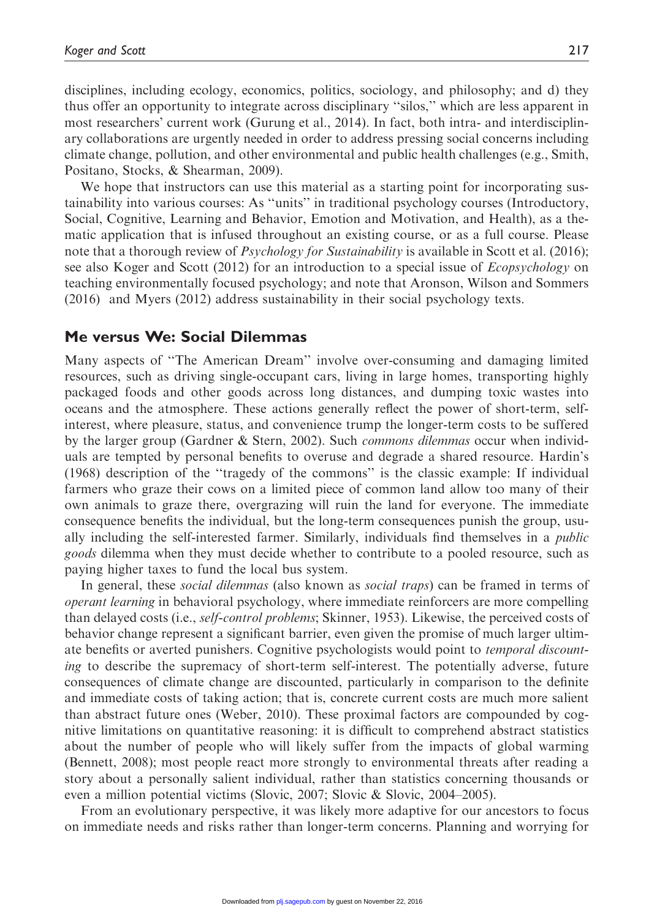disciplines, including ecology, economics, politics, sociology, and philosophy; and d) they thus offer an opportunity to integrate across disciplinary "silos," which are less apparent in most researchers' current work (Gurung et al., 2014). In fact, both intra- and interdisciplinary collaborations are urgently needed in order to address pressing social concerns including climate change, pollution, and other environmental and public health challenges (e.g., Smith, Positano, Stocks, & Shearman, 2009).

We hope that instructors can use this material as a starting point for incorporating sustainability into various courses: As "units" in traditional psychology courses (Introductory, Social, Cognitive, Learning and Behavior, Emotion and Motivation, and Health), as a thematic application that is infused throughout an existing course, or as a full course. Please note that a thorough review of *Psychology for Sustainability* is available in Scott et al. (2016); see also Koger and Scott (2012) for an introduction to a special issue of *Ecopsychology* on teaching environmentally focused psychology; and note that Aronson, Wilson and Sommers (2016) and Myers (2012) address sustainability in their social psychology texts.

## Me versus We: Social Dilemmas

Many aspects of "The American Dream" involve over-consuming and damaging limited resources, such as driving single-occupant cars, living in large homes, transporting highly packaged foods and other goods across long distances, and dumping toxic wastes into oceans and the atmosphere. These actions generally reflect the power of short-term, self-interest, where pleasure, status, and convenience trump the longer-term costs to be suffered by the larger group (Gardner & Stern, 2002). Such *commons dilemmas* occur when individuals are tempted by personal benefits to overuse and degrade a shared resource. Hardin's (1968) description of the "tragedy of the commons" is the classic example: If individual farmers who graze their cows on a limited piece of common land allow too many of their own animals to graze there, overgrazing will ruin the land for everyone. The immediate consequence benefits the individual, but the long-term consequences punish the group, usually including the self-interested farmer. Similarly, individuals find themselves in a *public goods* dilemma when they must decide whether to contribute to a pooled resource, such as paying higher taxes to fund the local bus system.

In general, these *social dilemmas* (also known as *social traps*) can be framed in terms of *operant learning* in behavioral psychology, where immediate reinforcers are more compelling than delayed costs (i.e., *self-control problems*; Skinner, 1953). Likewise, the perceived costs of behavior change represent a significant barrier, even given the promise of much larger ultimate benefits or averted punishers. Cognitive psychologists would point to *temporal discounting* to describe the supremacy of short-term self-interest. The potentially adverse, future consequences of climate change are discounted, particularly in comparison to the definite and immediate costs of taking action; that is, concrete current costs are much more salient than abstract future ones (Weber, 2010). These proximal factors are compounded by cognitive limitations on quantitative reasoning: it is difficult to comprehend abstract statistics about the number of people who will likely suffer from the impacts of global warming (Bennett, 2008); most people react more strongly to environmental threats after reading a story about a personally salient individual, rather than statistics concerning thousands or even a million potential victims (Slovic, 2007; Slovic & Slovic, 2004–2005).

From an evolutionary perspective, it was likely more adaptive for our ancestors to focus on immediate needs and risks rather than longer-term concerns. Planning and worrying for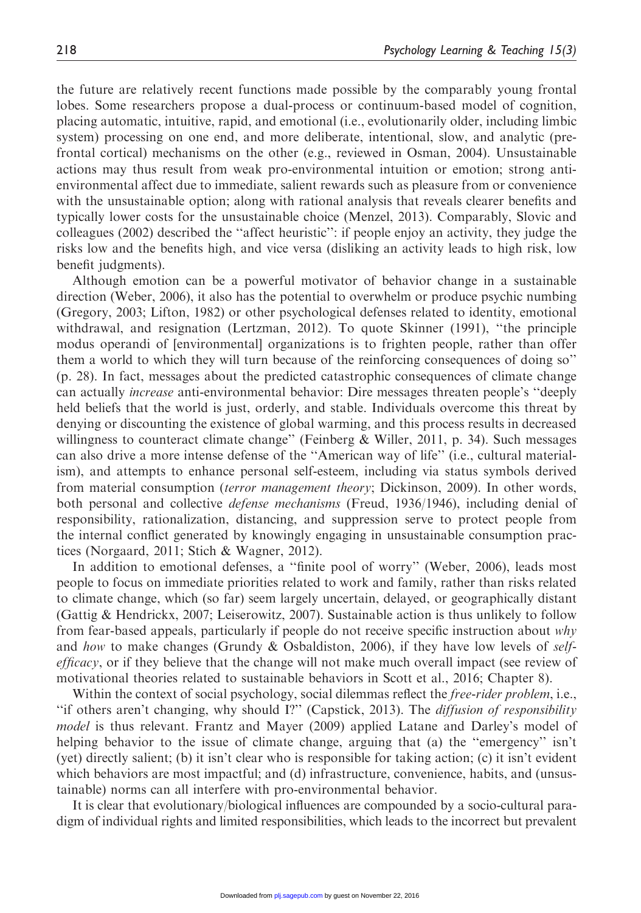the future are relatively recent functions made possible by the comparably young frontal lobes. Some researchers propose a dual-process or continuum-based model of cognition, placing automatic, intuitive, rapid, and emotional (i.e., evolutionarily older, including limbic system) processing on one end, and more deliberate, intentional, slow, and analytic (prefrontal cortical) mechanisms on the other (e.g., reviewed in Osman, 2004). Unsustainable actions may thus result from weak pro-environmental intuition or emotion; strong anti-environmental affect due to immediate, salient rewards such as pleasure from or convenience with the unsustainable option; along with rational analysis that reveals clearer benefits and typically lower costs for the unsustainable choice (Menzel, 2013). Comparably, Slovic and colleagues (2002) described the ''affect heuristic'': if people enjoy an activity, they judge the risks low and the benefits high, and vice versa (disliking an activity leads to high risk, low benefit judgments).

Although emotion can be a powerful motivator of behavior change in a sustainable direction (Weber, 2006), it also has the potential to overwhelm or produce psychic numbing (Gregory, 2003; Lifton, 1982) or other psychological defenses related to identity, emotional withdrawal, and resignation (Lertzman, 2012). To quote Skinner (1991), ''the principle modus operandi of [environmental] organizations is to frighten people, rather than offer them a world to which they will turn because of the reinforcing consequences of doing so'' (p. 28). In fact, messages about the predicted catastrophic consequences of climate change can actually *increase* anti-environmental behavior: Dire messages threaten people's ''deeply held beliefs that the world is just, orderly, and stable. Individuals overcome this threat by denying or discounting the existence of global warming, and this process results in decreased willingness to counteract climate change'' (Feinberg & Willer, 2011, p. 34). Such messages can also drive a more intense defense of the ''American way of life'' (i.e., cultural materialism), and attempts to enhance personal self-esteem, including via status symbols derived from material consumption (*terror management theory*; Dickinson, 2009). In other words, both personal and collective *defense mechanisms* (Freud, 1936/1946), including denial of responsibility, rationalization, distancing, and suppression serve to protect people from the internal conflict generated by knowingly engaging in unsustainable consumption practices (Norgaard, 2011; Stich & Wagner, 2012).

In addition to emotional defenses, a ''finite pool of worry'' (Weber, 2006), leads most people to focus on immediate priorities related to work and family, rather than risks related to climate change, which (so far) seem largely uncertain, delayed, or geographically distant (Gattig & Hendrickx, 2007; Leiserowitz, 2007). Sustainable action is thus unlikely to follow from fear-based appeals, particularly if people do not receive specific instruction about *why* and *how* to make changes (Grundy & Osbaldiston, 2006), if they have low levels of *self-efficacy*, or if they believe that the change will not make much overall impact (see review of motivational theories related to sustainable behaviors in Scott et al., 2016; Chapter 8).

Within the context of social psychology, social dilemmas reflect the *free-rider problem*, i.e., ''if others aren't changing, why should I?'' (Capstick, 2013). The *diffusion of responsibility model* is thus relevant. Frantz and Mayer (2009) applied Latane and Darley's model of helping behavior to the issue of climate change, arguing that (a) the ''emergency'' isn't (yet) directly salient; (b) it isn't clear who is responsible for taking action; (c) it isn't evident which behaviors are most impactful; and (d) infrastructure, convenience, habits, and (unsustainable) norms can all interfere with pro-environmental behavior.

It is clear that evolutionary/biological influences are compounded by a socio-cultural paradigm of individual rights and limited responsibilities, which leads to the incorrect but prevalent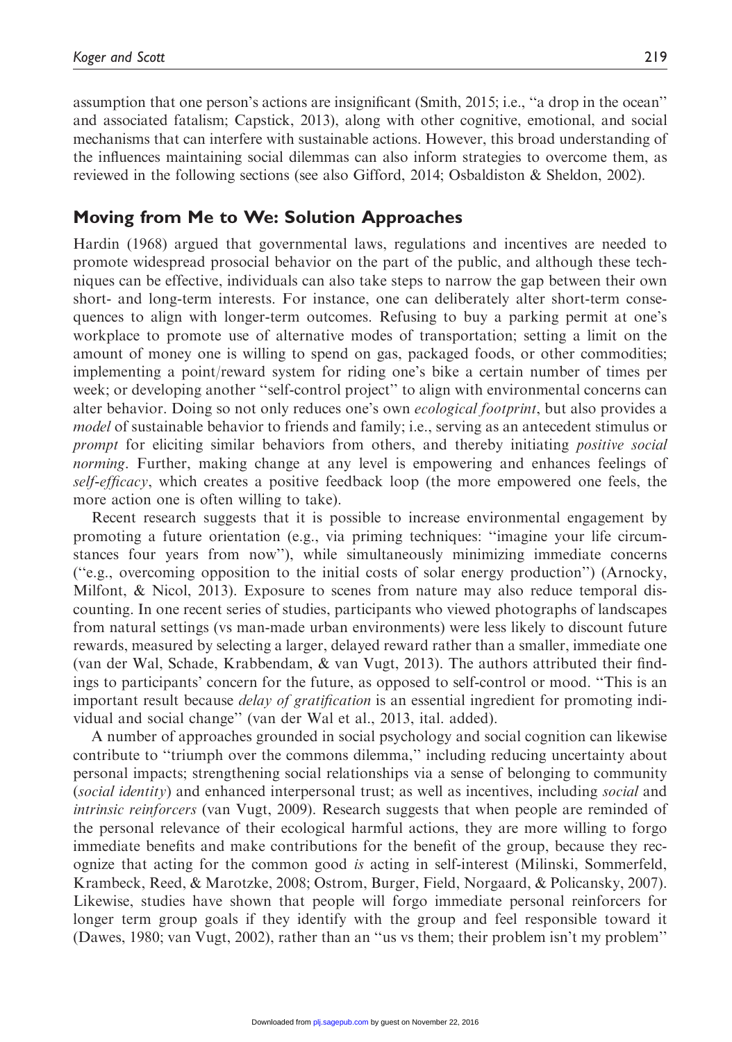assumption that one person's actions are insignificant (Smith, 2015; i.e., "a drop in the ocean" and associated fatalism; Capstick, 2013), along with other cognitive, emotional, and social mechanisms that can interfere with sustainable actions. However, this broad understanding of the influences maintaining social dilemmas can also inform strategies to overcome them, as reviewed in the following sections (see also Gifford, 2014; Osbaldiston & Sheldon, 2002).

## Moving from Me to We: Solution Approaches

Hardin (1968) argued that governmental laws, regulations and incentives are needed to promote widespread prosocial behavior on the part of the public, and although these techniques can be effective, individuals can also take steps to narrow the gap between their own short- and long-term interests. For instance, one can deliberately alter short-term consequences to align with longer-term outcomes. Refusing to buy a parking permit at one's workplace to promote use of alternative modes of transportation; setting a limit on the amount of money one is willing to spend on gas, packaged foods, or other commodities; implementing a point/reward system for riding one's bike a certain number of times per week; or developing another "self-control project" to align with environmental concerns can alter behavior. Doing so not only reduces one's own *ecological footprint*, but also provides a *model* of sustainable behavior to friends and family; i.e., serving as an antecedent stimulus or *prompt* for eliciting similar behaviors from others, and thereby initiating *positive social norming*. Further, making change at any level is empowering and enhances feelings of *self-efficacy*, which creates a positive feedback loop (the more empowered one feels, the more action one is often willing to take).

Recent research suggests that it is possible to increase environmental engagement by promoting a future orientation (e.g., via priming techniques: "imagine your life circumstances four years from now"), while simultaneously minimizing immediate concerns ("e.g., overcoming opposition to the initial costs of solar energy production") (Arnocky, Milfont, & Nicol, 2013). Exposure to scenes from nature may also reduce temporal discounting. In one recent series of studies, participants who viewed photographs of landscapes from natural settings (vs man-made urban environments) were less likely to discount future rewards, measured by selecting a larger, delayed reward rather than a smaller, immediate one (van der Wal, Schade, Krabbendam, & van Vugt, 2013). The authors attributed their findings to participants' concern for the future, as opposed to self-control or mood. "This is an important result because *delay of gratification* is an essential ingredient for promoting individual and social change" (van der Wal et al., 2013, ital. added).

A number of approaches grounded in social psychology and social cognition can likewise contribute to "triumph over the commons dilemma," including reducing uncertainty about personal impacts; strengthening social relationships via a sense of belonging to community (*social identity*) and enhanced interpersonal trust; as well as incentives, including *social* and *intrinsic reinforcers* (van Vugt, 2009). Research suggests that when people are reminded of the personal relevance of their ecological harmful actions, they are more willing to forgo immediate benefits and make contributions for the benefit of the group, because they recognize that acting for the common good *is* acting in self-interest (Milinski, Sommerfeld, Krambeck, Reed, & Marotzke, 2008; Ostrom, Burger, Field, Norgaard, & Policansky, 2007). Likewise, studies have shown that people will forgo immediate personal reinforcers for longer term group goals if they identify with the group and feel responsible toward it (Dawes, 1980; van Vugt, 2002), rather than an "us vs them; their problem isn't my problem"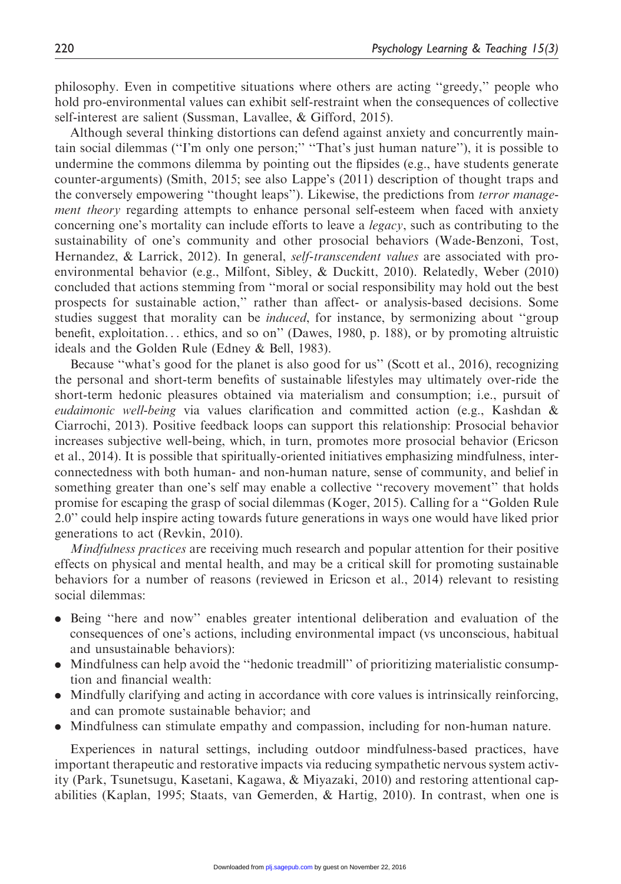philosophy. Even in competitive situations where others are acting ''greedy,'' people who hold pro-environmental values can exhibit self-restraint when the consequences of collective self-interest are salient (Sussman, Lavallee, & Gifford, 2015).

Although several thinking distortions can defend against anxiety and concurrently maintain social dilemmas (''I'm only one person;'' ''That's just human nature''), it is possible to undermine the commons dilemma by pointing out the flipsides (e.g., have students generate counter-arguments) (Smith, 2015; see also Lappe's (2011) description of thought traps and the conversely empowering ''thought leaps''). Likewise, the predictions from *terror management theory* regarding attempts to enhance personal self-esteem when faced with anxiety concerning one's mortality can include efforts to leave a *legacy*, such as contributing to the sustainability of one's community and other prosocial behaviors (Wade-Benzoni, Tost, Hernandez, & Larrick, 2012). In general, *self-transcendent values* are associated with pro-environmental behavior (e.g., Milfont, Sibley, & Duckitt, 2010). Relatedly, Weber (2010) concluded that actions stemming from ''moral or social responsibility may hold out the best prospects for sustainable action,'' rather than affect- or analysis-based decisions. Some studies suggest that morality can be *induced*, for instance, by sermonizing about ''group benefit, exploitation... ethics, and so on'' (Dawes, 1980, p. 188), or by promoting altruistic ideals and the Golden Rule (Edney & Bell, 1983).

Because ''what's good for the planet is also good for us'' (Scott et al., 2016), recognizing the personal and short-term benefits of sustainable lifestyles may ultimately over-ride the short-term hedonic pleasures obtained via materialism and consumption; i.e., pursuit of *eudaimonic well-being* via values clarification and committed action (e.g., Kashdan & Ciarrochi, 2013). Positive feedback loops can support this relationship: Prosocial behavior increases subjective well-being, which, in turn, promotes more prosocial behavior (Ericson et al., 2014). It is possible that spiritually-oriented initiatives emphasizing mindfulness, interconnectedness with both human- and non-human nature, sense of community, and belief in something greater than one's self may enable a collective ''recovery movement'' that holds promise for escaping the grasp of social dilemmas (Koger, 2015). Calling for a ''Golden Rule 2.0'' could help inspire acting towards future generations in ways one would have liked prior generations to act (Revkin, 2010).

*Mindfulness practices* are receiving much research and popular attention for their positive effects on physical and mental health, and may be a critical skill for promoting sustainable behaviors for a number of reasons (reviewed in Ericson et al., 2014) relevant to resisting social dilemmas:

- Being ''here and now'' enables greater intentional deliberation and evaluation of the consequences of one's actions, including environmental impact (vs unconscious, habitual and unsustainable behaviors):
- Mindfulness can help avoid the ''hedonic treadmill'' of prioritizing materialistic consumption and financial wealth:
- Mindfully clarifying and acting in accordance with core values is intrinsically reinforcing, and can promote sustainable behavior; and
- Mindfulness can stimulate empathy and compassion, including for non-human nature.

Experiences in natural settings, including outdoor mindfulness-based practices, have important therapeutic and restorative impacts via reducing sympathetic nervous system activity (Park, Tsunetsugu, Kasetani, Kagawa, & Miyazaki, 2010) and restoring attentional capabilities (Kaplan, 1995; Staats, van Gemerden, & Hartig, 2010). In contrast, when one is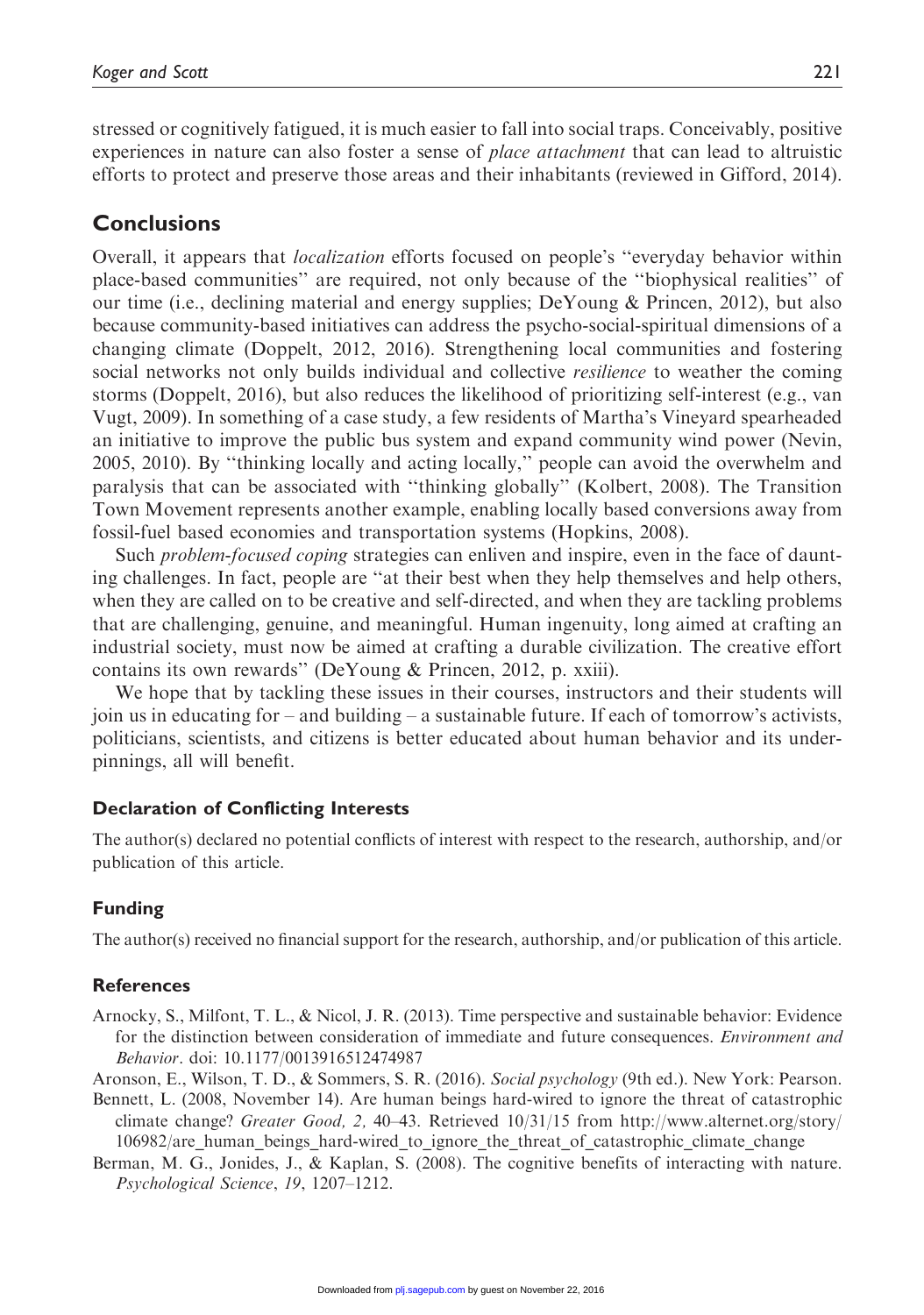stressed or cognitively fatigued, it is much easier to fall into social traps. Conceivably, positive experiences in nature can also foster a sense of *place attachment* that can lead to altruistic efforts to protect and preserve those areas and their inhabitants (reviewed in Gifford, 2014).

## Conclusions

Overall, it appears that *localization* efforts focused on people's "everyday behavior within place-based communities" are required, not only because of the "biophysical realities" of our time (i.e., declining material and energy supplies; DeYoung & Princen, 2012), but also because community-based initiatives can address the psycho-social-spiritual dimensions of a changing climate (Doppelt, 2012, 2016). Strengthening local communities and fostering social networks not only builds individual and collective *resilience* to weather the coming storms (Doppelt, 2016), but also reduces the likelihood of prioritizing self-interest (e.g., van Vugt, 2009). In something of a case study, a few residents of Martha's Vineyard spearheaded an initiative to improve the public bus system and expand community wind power (Nevin, 2005, 2010). By "thinking locally and acting locally," people can avoid the overwhelm and paralysis that can be associated with "thinking globally" (Kolbert, 2008). The Transition Town Movement represents another example, enabling locally based conversions away from fossil-fuel based economies and transportation systems (Hopkins, 2008).

Such *problem-focused coping* strategies can enliven and inspire, even in the face of daunting challenges. In fact, people are "at their best when they help themselves and help others, when they are called on to be creative and self-directed, and when they are tackling problems that are challenging, genuine, and meaningful. Human ingenuity, long aimed at crafting an industrial society, must now be aimed at crafting a durable civilization. The creative effort contains its own rewards" (DeYoung & Princen, 2012, p. xxiii).

We hope that by tackling these issues in their courses, instructors and their students will join us in educating for – and building – a sustainable future. If each of tomorrow's activists, politicians, scientists, and citizens is better educated about human behavior and its underpinnings, all will benefit.

### Declaration of Conflicting Interests

The author(s) declared no potential conflicts of interest with respect to the research, authorship, and/or publication of this article.

### Funding

The author(s) received no financial support for the research, authorship, and/or publication of this article.

### References

Arnocky, S., Milfont, T. L., & Nicol, J. R. (2013). Time perspective and sustainable behavior: Evidence for the distinction between consideration of immediate and future consequences. *Environment and Behavior*. doi: 10.1177/0013916512474987

Aronson, E., Wilson, T. D., & Sommers, S. R. (2016). *Social psychology* (9th ed.). New York: Pearson.

Bennett, L. (2008, November 14). Are human beings hard-wired to ignore the threat of catastrophic climate change? *Greater Good, 2,* 40–43. Retrieved 10/31/15 from http://www.alternet.org/story/106982/are_human_beings_hard-wired_to_ignore_the_threat_of_catastrophic_climate_change

Berman, M. G., Jonides, J., & Kaplan, S. (2008). The cognitive benefits of interacting with nature. *Psychological Science*, *19*, 1207–1212.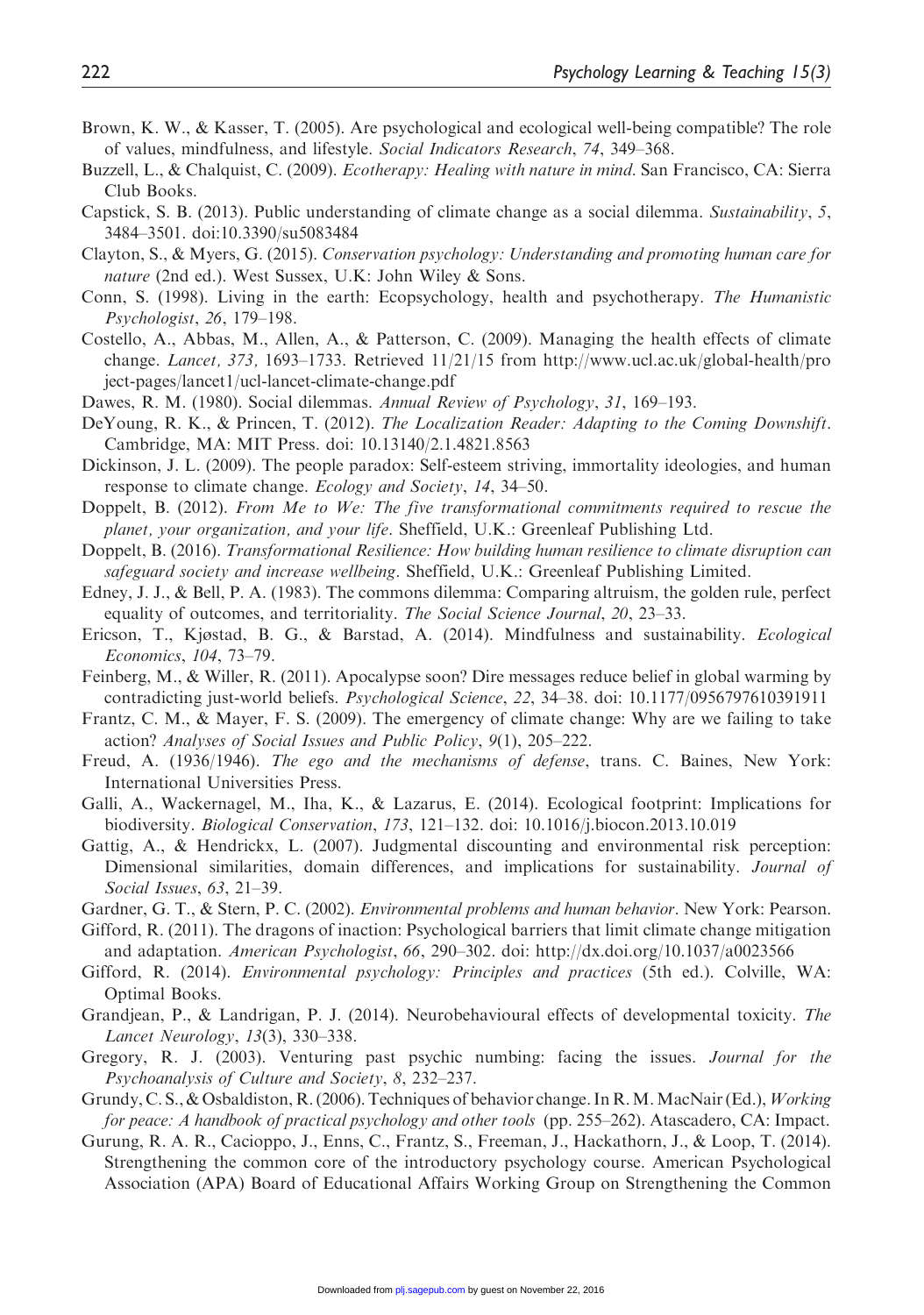Brown, K. W., & Kasser, T. (2005). Are psychological and ecological well-being compatible? The role of values, mindfulness, and lifestyle. *Social Indicators Research*, *74*, 349–368.

Buzzell, L., & Chalquist, C. (2009). *Ecotherapy: Healing with nature in mind*. San Francisco, CA: Sierra Club Books.

Capstick, S. B. (2013). Public understanding of climate change as a social dilemma. *Sustainability*, *5*, 3484–3501. doi:10.3390/su5083484

Clayton, S., & Myers, G. (2015). *Conservation psychology: Understanding and promoting human care for nature* (2nd ed.). West Sussex, U.K: John Wiley & Sons.

Conn, S. (1998). Living in the earth: Ecopsychology, health and psychotherapy. *The Humanistic Psychologist*, *26*, 179–198.

Costello, A., Abbas, M., Allen, A., & Patterson, C. (2009). Managing the health effects of climate change. *Lancet, 373,* 1693–1733. Retrieved 11/21/15 from http://www.ucl.ac.uk/global-health/project-pages/lancet1/ucl-lancet-climate-change.pdf

Dawes, R. M. (1980). Social dilemmas. *Annual Review of Psychology*, *31*, 169–193.

DeYoung, R. K., & Princen, T. (2012). *The Localization Reader: Adapting to the Coming Downshift*. Cambridge, MA: MIT Press. doi: 10.13140/2.1.4821.8563

Dickinson, J. L. (2009). The people paradox: Self-esteem striving, immortality ideologies, and human response to climate change. *Ecology and Society*, *14*, 34–50.

Doppelt, B. (2012). *From Me to We: The five transformational commitments required to rescue the planet, your organization, and your life*. Sheffield, U.K.: Greenleaf Publishing Ltd.

Doppelt, B. (2016). *Transformational Resilience: How building human resilience to climate disruption can safeguard society and increase wellbeing*. Sheffield, U.K.: Greenleaf Publishing Limited.

Edney, J. J., & Bell, P. A. (1983). The commons dilemma: Comparing altruism, the golden rule, perfect equality of outcomes, and territoriality. *The Social Science Journal*, *20*, 23–33.

Ericson, T., Kjønstad, B. G., & Barstad, A. (2014). Mindfulness and sustainability. *Ecological Economics*, *104*, 73–79.

Feinberg, M., & Willer, R. (2011). Apocalypse soon? Dire messages reduce belief in global warming by contradicting just-world beliefs. *Psychological Science*, *22*, 34–38. doi: 10.1177/0956797610391911

Frantz, C. M., & Mayer, F. S. (2009). The emergency of climate change: Why are we failing to take action? *Analyses of Social Issues and Public Policy*, *9*(1), 205–222.

Freud, A. (1936/1946). *The ego and the mechanisms of defense*, trans. C. Baines, New York: International Universities Press.

Galli, A., Wackernagel, M., Iha, K., & Lazarus, E. (2014). Ecological footprint: Implications for biodiversity. *Biological Conservation*, *173*, 121–132. doi: 10.1016/j.biocon.2013.10.019

Gattig, A., & Hendrickx, L. (2007). Judgmental discounting and environmental risk perception: Dimensional similarities, domain differences, and implications for sustainability. *Journal of Social Issues*, *63*, 21–39.

Gardner, G. T., & Stern, P. C. (2002). *Environmental problems and human behavior*. New York: Pearson.

Gifford, R. (2011). The dragons of inaction: Psychological barriers that limit climate change mitigation and adaptation. *American Psychologist*, *66*, 290–302. doi: http://dx.doi.org/10.1037/a0023566

Gifford, R. (2014). *Environmental psychology: Principles and practices* (5th ed.). Colville, WA: Optimal Books.

Grandjean, P., & Landrigan, P. J. (2014). Neurobehavioural effects of developmental toxicity. *The Lancet Neurology*, *13*(3), 330–338.

Gregory, R. J. (2003). Venturing past psychic numbing: facing the issues. *Journal for the Psychoanalysis of Culture and Society*, *8*, 232–237.

Grundy, C. S., & Osbaldiston, R. (2006). Techniques of behavior change. In R. M. MacNair (Ed.), *Working for peace: A handbook of practical psychology and other tools* (pp. 255–262). Atascadero, CA: Impact.

Gurung, R. A. R., Cacioppo, J., Enns, C., Frantz, S., Freeman, J., Hackathorn, J., & Loop, T. (2014). Strengthening the common core of the introductory psychology course. American Psychological Association (APA) Board of Educational Affairs Working Group on Strengthening the Common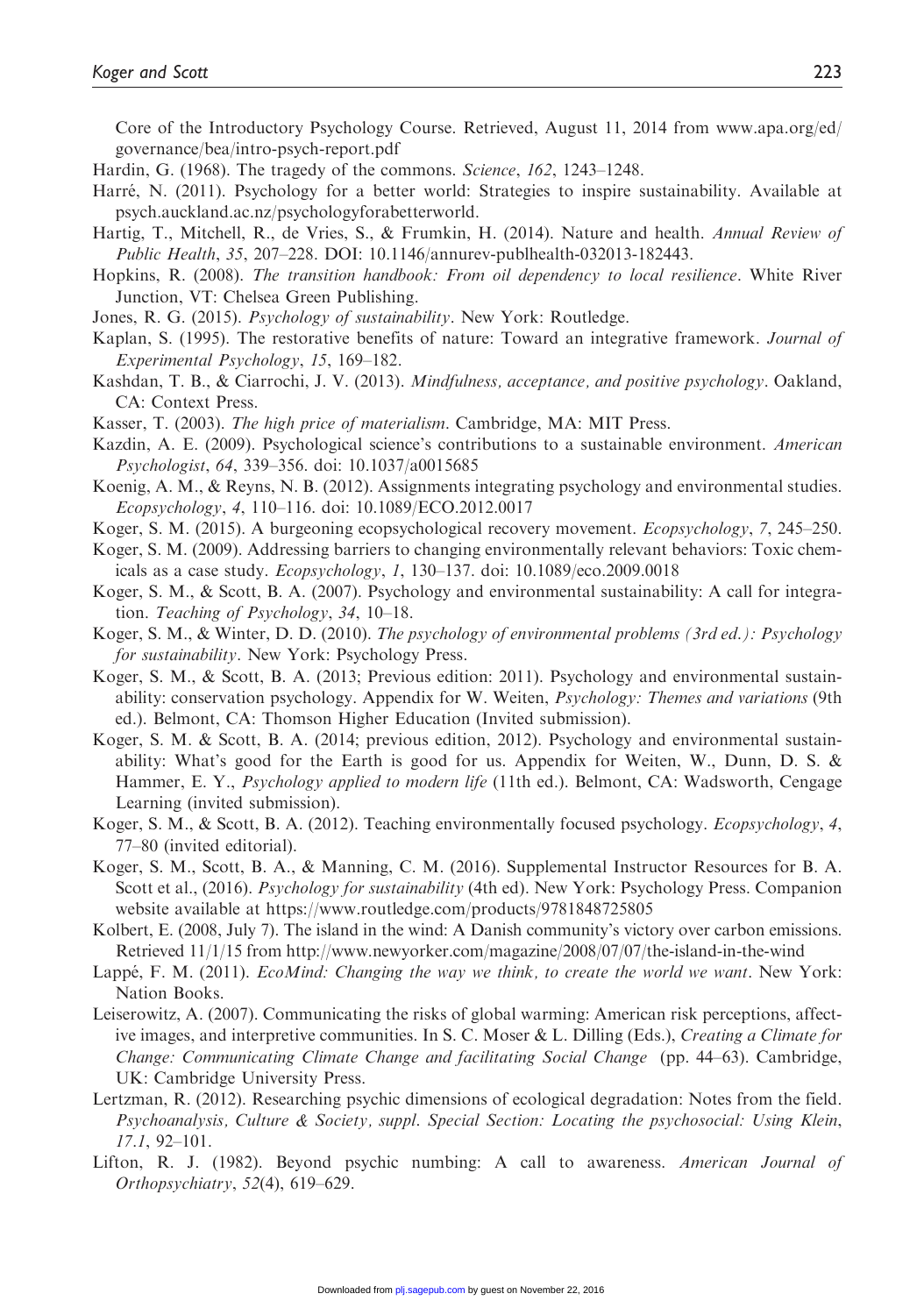Core of the Introductory Psychology Course. Retrieved, August 11, 2014 from www.apa.org/ed/governance/bea/intro-psych-report.pdf

Hardin, G. (1968). The tragedy of the commons. *Science*, *162*, 1243–1248.

Harré, N. (2011). Psychology for a better world: Strategies to inspire sustainability. Available at psych.auckland.ac.nz/psychologyforabetterworld.

Hartig, T., Mitchell, R., de Vries, S., & Frumkin, H. (2014). Nature and health. *Annual Review of Public Health*, *35*, 207–228. DOI: 10.1146/annurev-publhealth-032013-182443.

Hopkins, R. (2008). *The transition handbook: From oil dependency to local resilience*. White River Junction, VT: Chelsea Green Publishing.

Jones, R. G. (2015). *Psychology of sustainability*. New York: Routledge.

Kaplan, S. (1995). The restorative benefits of nature: Toward an integrative framework. *Journal of Experimental Psychology*, *15*, 169–182.

Kashdan, T. B., & Ciarrochi, J. V. (2013). *Mindfulness, acceptance, and positive psychology*. Oakland, CA: Context Press.

Kasser, T. (2003). *The high price of materialism*. Cambridge, MA: MIT Press.

Kazdin, A. E. (2009). Psychological science's contributions to a sustainable environment. *American Psychologist*, *64*, 339–356. doi: 10.1037/a0015685

Koenig, A. M., & Reyns, N. B. (2012). Assignments integrating psychology and environmental studies. *Ecopsychology*, *4*, 110–116. doi: 10.1089/ECO.2012.0017

Koger, S. M. (2015). A burgeoning ecopsychological recovery movement. *Ecopsychology*, *7*, 245–250.

Koger, S. M. (2009). Addressing barriers to changing environmentally relevant behaviors: Toxic chemicals as a case study. *Ecopsychology*, *1*, 130–137. doi: 10.1089/eco.2009.0018

Koger, S. M., & Scott, B. A. (2007). Psychology and environmental sustainability: A call for integration. *Teaching of Psychology*, *34*, 10–18.

Koger, S. M., & Winter, D. D. (2010). *The psychology of environmental problems (3rd ed.): Psychology for sustainability*. New York: Psychology Press.

Koger, S. M., & Scott, B. A. (2013; Previous edition: 2011). Psychology and environmental sustainability: conservation psychology. Appendix for W. Weiten, *Psychology: Themes and variations* (9th ed.). Belmont, CA: Thomson Higher Education (Invited submission).

Koger, S. M. & Scott, B. A. (2014; previous edition, 2012). Psychology and environmental sustainability: What's good for the Earth is good for us. Appendix for Weiten, W., Dunn, D. S. & Hammer, E. Y., *Psychology applied to modern life* (11th ed.). Belmont, CA: Wadsworth, Cengage Learning (invited submission).

Koger, S. M., & Scott, B. A. (2012). Teaching environmentally focused psychology. *Ecopsychology*, *4*, 77–80 (invited editorial).

Koger, S. M., Scott, B. A., & Manning, C. M. (2016). Supplemental Instructor Resources for B. A. Scott et al., (2016). *Psychology for sustainability* (4th ed). New York: Psychology Press. Companion website available at https://www.routledge.com/products/9781848725805

Kolbert, E. (2008, July 7). The island in the wind: A Danish community's victory over carbon emissions. Retrieved 11/1/15 from http://www.newyorker.com/magazine/2008/07/07/the-island-in-the-wind

Lappé, F. M. (2011). *EcoMind: Changing the way we think, to create the world we want*. New York: Nation Books.

Leiserowitz, A. (2007). Communicating the risks of global warming: American risk perceptions, affective images, and interpretive communities. In S. C. Moser & L. Dilling (Eds.), *Creating a Climate for Change: Communicating Climate Change and facilitating Social Change* (pp. 44–63). Cambridge, UK: Cambridge University Press.

Lertzman, R. (2012). Researching psychic dimensions of ecological degradation: Notes from the field. *Psychoanalysis, Culture & Society, suppl. Special Section: Locating the psychosocial: Using Klein*, *17.1*, 92–101.

Lifton, R. J. (1982). Beyond psychic numbing: A call to awareness. *American Journal of Orthopsychiatry*, *52*(4), 619–629.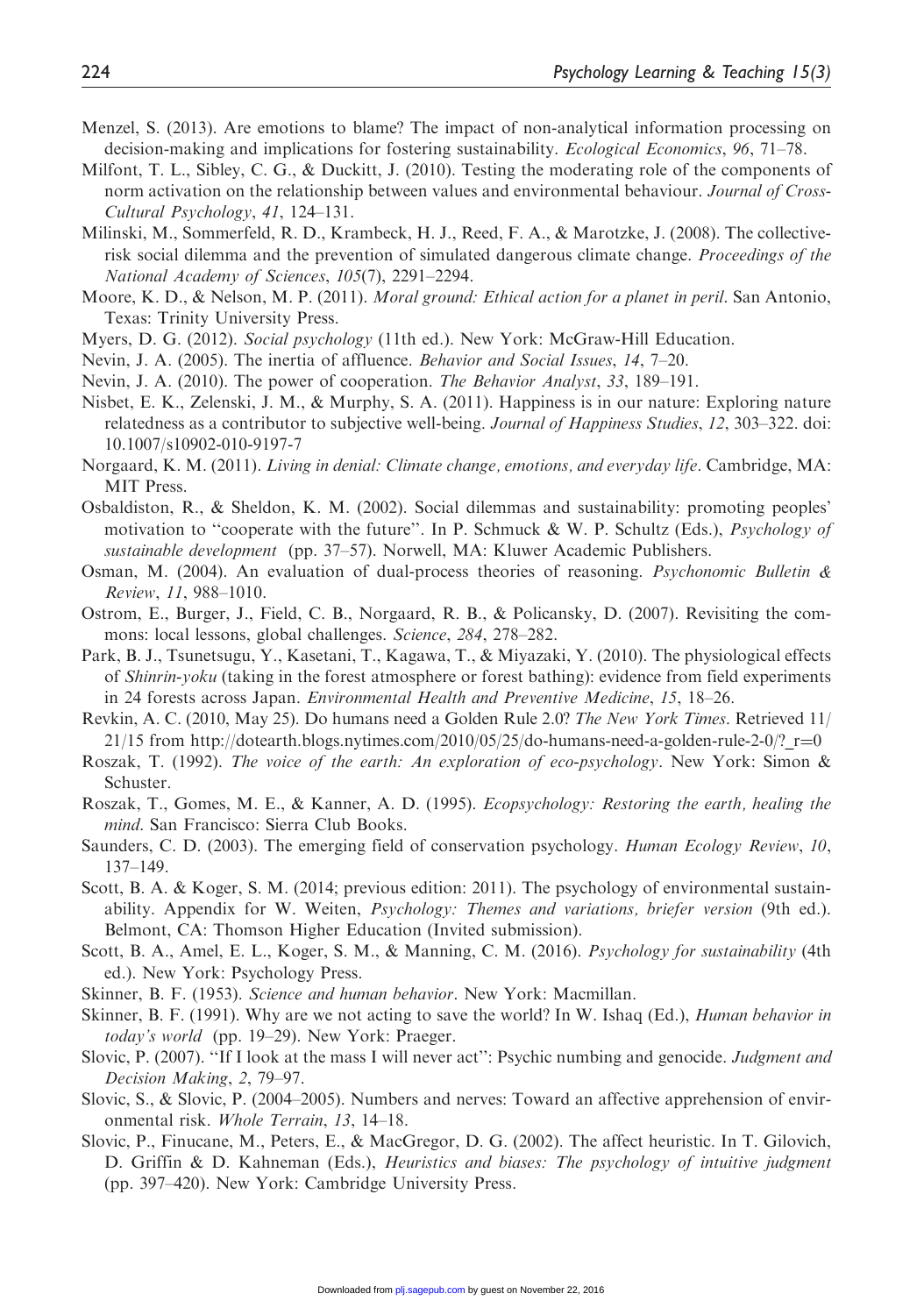Menzel, S. (2013). Are emotions to blame? The impact of non-analytical information processing on decision-making and implications for fostering sustainability. *Ecological Economics*, *96*, 71–78.

Milfont, T. L., Sibley, C. G., & Duckitt, J. (2010). Testing the moderating role of the components of norm activation on the relationship between values and environmental behaviour. *Journal of Cross-Cultural Psychology*, *41*, 124–131.

Milinski, M., Sommerfeld, R. D., Krambeck, H. J., Reed, F. A., & Marotzke, J. (2008). The collective-risk social dilemma and the prevention of simulated dangerous climate change. *Proceedings of the National Academy of Sciences*, *105*(7), 2291–2294.

Moore, K. D., & Nelson, M. P. (2011). *Moral ground: Ethical action for a planet in peril*. San Antonio, Texas: Trinity University Press.

Myers, D. G. (2012). *Social psychology* (11th ed.). New York: McGraw-Hill Education.

Nevin, J. A. (2005). The inertia of affluence. *Behavior and Social Issues*, *14*, 7–20.

Nevin, J. A. (2010). The power of cooperation. *The Behavior Analyst*, *33*, 189–191.

Nisbet, E. K., Zelenski, J. M., & Murphy, S. A. (2011). Happiness is in our nature: Exploring nature relatedness as a contributor to subjective well-being. *Journal of Happiness Studies*, *12*, 303–322. doi: 10.1007/s10902-010-9197-7

Norgaard, K. M. (2011). *Living in denial: Climate change, emotions, and everyday life*. Cambridge, MA: MIT Press.

Osbaldiston, R., & Sheldon, K. M. (2002). Social dilemmas and sustainability: promoting peoples' motivation to "cooperate with the future". In P. Schmuck & W. P. Schultz (Eds.), *Psychology of sustainable development* (pp. 37–57). Norwell, MA: Kluwer Academic Publishers.

Osman, M. (2004). An evaluation of dual-process theories of reasoning. *Psychonomic Bulletin & Review*, *11*, 988–1010.

Ostrom, E., Burger, J., Field, C. B., Norgaard, R. B., & Policansky, D. (2007). Revisiting the commons: local lessons, global challenges. *Science*, *284*, 278–282.

Park, B. J., Tsunetsugu, Y., Kasetani, T., Kagawa, T., & Miyazaki, Y. (2010). The physiological effects of *Shinrin-yoku* (taking in the forest atmosphere or forest bathing): evidence from field experiments in 24 forests across Japan. *Environmental Health and Preventive Medicine*, *15*, 18–26.

Revkin, A. C. (2010, May 25). Do humans need a Golden Rule 2.0? *The New York Times*. Retrieved 11/21/15 from http://dotearth.blogs.nytimes.com/2010/05/25/do-humans-need-a-golden-rule-2-0/?_r=0

Roszak, T. (1992). *The voice of the earth: An exploration of eco-psychology*. New York: Simon & Schuster.

Roszak, T., Gomes, M. E., & Kanner, A. D. (1995). *Ecopsychology: Restoring the earth, healing the mind*. San Francisco: Sierra Club Books.

Saunders, C. D. (2003). The emerging field of conservation psychology. *Human Ecology Review*, *10*, 137–149.

Scott, B. A. & Koger, S. M. (2014; previous edition: 2011). The psychology of environmental sustainability. Appendix for W. Weiten, *Psychology: Themes and variations, briefer version* (9th ed.). Belmont, CA: Thomson Higher Education (Invited submission).

Scott, B. A., Amel, E. L., Koger, S. M., & Manning, C. M. (2016). *Psychology for sustainability* (4th ed.). New York: Psychology Press.

Skinner, B. F. (1953). *Science and human behavior*. New York: Macmillan.

Skinner, B. F. (1991). Why are we not acting to save the world? In W. Ishaq (Ed.), *Human behavior in today's world* (pp. 19–29). New York: Praeger.

Slovic, P. (2007). "If I look at the mass I will never act": Psychic numbing and genocide. *Judgment and Decision Making*, *2*, 79–97.

Slovic, S., & Slovic, P. (2004–2005). Numbers and nerves: Toward an affective apprehension of environmental risk. *Whole Terrain*, *13*, 14–18.

Slovic, P., Finucane, M., Peters, E., & MacGregor, D. G. (2002). The affect heuristic. In T. Gilovich, D. Griffin & D. Kahneman (Eds.), *Heuristics and biases: The psychology of intuitive judgment* (pp. 397–420). New York: Cambridge University Press.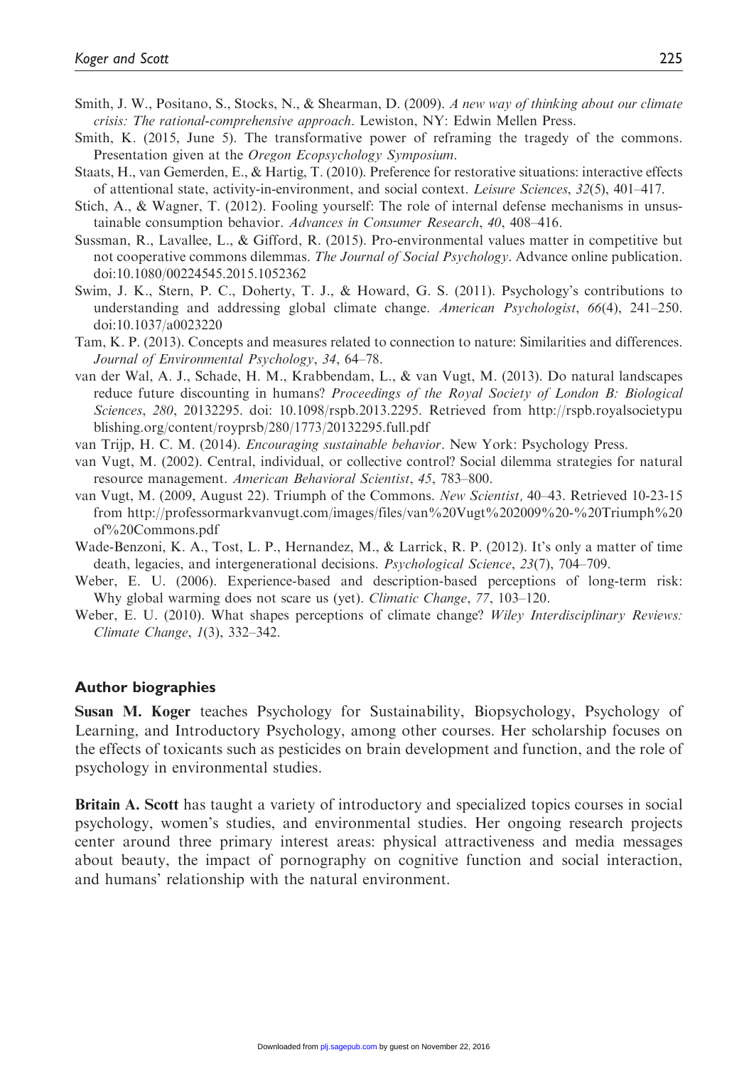Smith, J. W., Positano, S., Stocks, N., & Shearman, D. (2009). *A new way of thinking about our climate crisis: The rational-comprehensive approach*. Lewiston, NY: Edwin Mellen Press.

Smith, K. (2015, June 5). The transformative power of reframing the tragedy of the commons. Presentation given at the *Oregon Ecopsychology Symposium*.

Staats, H., van Gemerden, E., & Hartig, T. (2010). Preference for restorative situations: interactive effects of attentional state, activity-in-environment, and social context. *Leisure Sciences*, *32*(5), 401–417.

Stich, A., & Wagner, T. (2012). Fooling yourself: The role of internal defense mechanisms in unsustainable consumption behavior. *Advances in Consumer Research*, *40*, 408–416.

Sussman, R., Lavallee, L., & Gifford, R. (2015). Pro-environmental values matter in competitive but not cooperative commons dilemmas. *The Journal of Social Psychology*. Advance online publication. doi:10.1080/00224545.2015.1052362

Swim, J. K., Stern, P. C., Doherty, T. J., & Howard, G. S. (2011). Psychology's contributions to understanding and addressing global climate change. *American Psychologist*, *66*(4), 241–250. doi:10.1037/a0023220

Tam, K. P. (2013). Concepts and measures related to connection to nature: Similarities and differences. *Journal of Environmental Psychology*, *34*, 64–78.

van der Wal, A. J., Schade, H. M., Krabbendam, L., & van Vugt, M. (2013). Do natural landscapes reduce future discounting in humans? *Proceedings of the Royal Society of London B: Biological Sciences*, *280*, 20132295. doi: 10.1098/rspb.2013.2295. Retrieved from http://rspb.royalsocietypublishing.org/content/royprsb/280/1773/20132295.full.pdf

van Trijp, H. C. M. (2014). *Encouraging sustainable behavior*. New York: Psychology Press.

van Vugt, M. (2002). Central, individual, or collective control? Social dilemma strategies for natural resource management. *American Behavioral Scientist*, *45*, 783–800.

van Vugt, M. (2009, August 22). Triumph of the Commons. *New Scientist*, 40–43. Retrieved 10-23-15 from http://professormarkvanvugt.com/images/files/van%20Vugt%202009%20-%20Triumph%20of%20Commons.pdf

Wade-Benzoni, K. A., Tost, L. P., Hernandez, M., & Larrick, R. P. (2012). It's only a matter of time death, legacies, and intergenerational decisions. *Psychological Science*, *23*(7), 704–709.

Weber, E. U. (2006). Experience-based and description-based perceptions of long-term risk: Why global warming does not scare us (yet). *Climatic Change*, *77*, 103–120.

Weber, E. U. (2010). What shapes perceptions of climate change? *Wiley Interdisciplinary Reviews: Climate Change*, *1*(3), 332–342.

## Author biographies

**Susan M. Koger** teaches Psychology for Sustainability, Biopsychology, Psychology of Learning, and Introductory Psychology, among other courses. Her scholarship focuses on the effects of toxicants such as pesticides on brain development and function, and the role of psychology in environmental studies.

**Britain A. Scott** has taught a variety of introductory and specialized topics courses in social psychology, women's studies, and environmental studies. Her ongoing research projects center around three primary interest areas: physical attractiveness and media messages about beauty, the impact of pornography on cognitive function and social interaction, and humans' relationship with the natural environment.